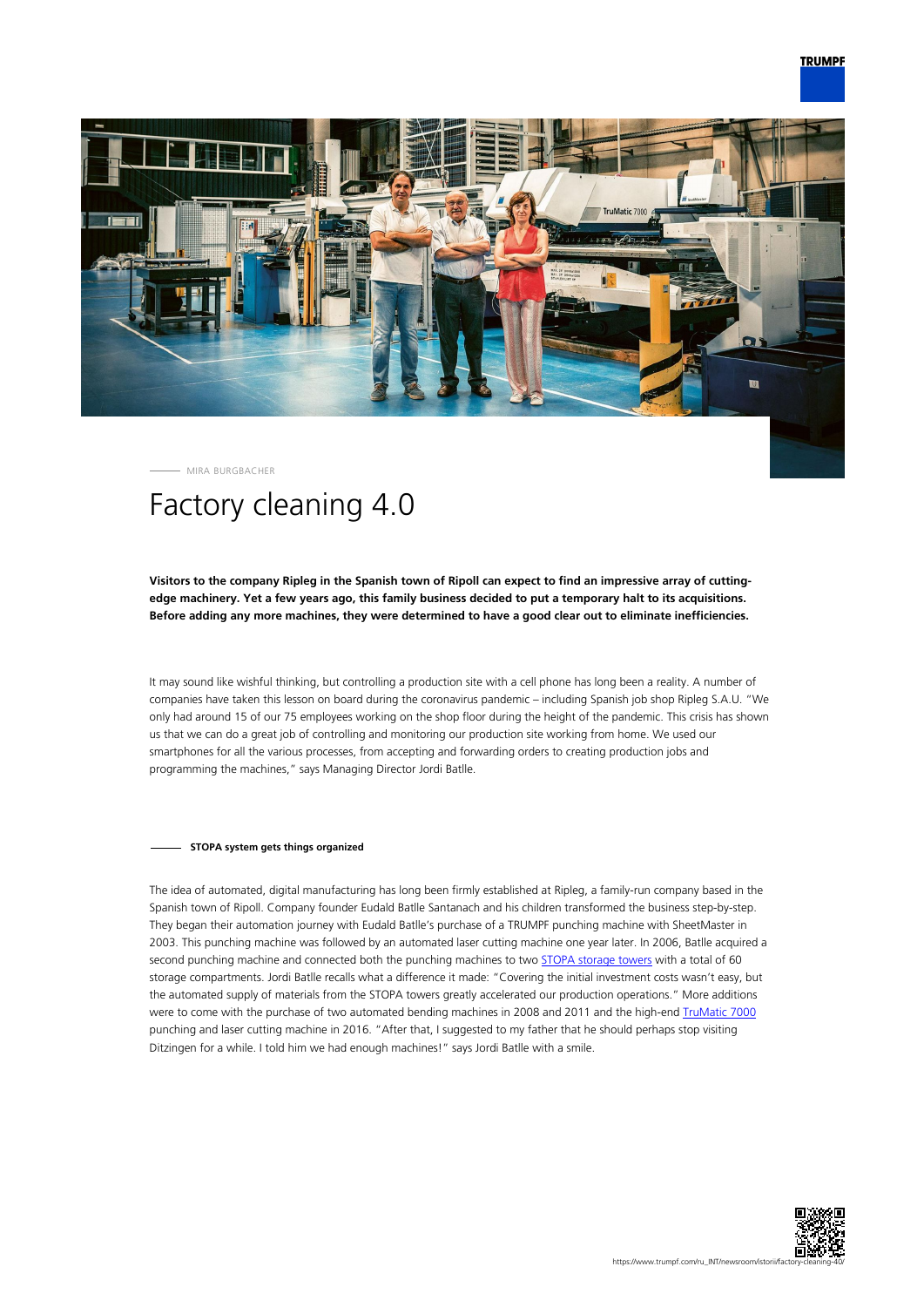MIRA BURGBACHER

# Factory cleaning 4.0

**Visitors to the company Ripleg in the Spanish town of Ripoll can expect to find an impressive array of cutting-edge machinery. Yet a few years ago, this family business decided to put a temporary halt to its acquisitions. Before adding any more machines, they were determined to have a good clear out to eliminate inefficiencies.**

It may sound like wishful thinking, but controlling a production site with a cell phone has long been a reality. A number of companies have taken this lesson on board during the coronavirus pandemic – including Spanish job shop Ripleg S.A.U. "We only had around 15 of our 75 employees working on the shop floor during the height of the pandemic. This crisis has shown us that we can do a great job of controlling and monitoring our production site working from home. We used our smartphones for all the various processes, from accepting and forwarding orders to creating production jobs and programming the machines," says Managing Director Jordi Batlle.

## STOPA system gets things organized

The idea of automated, digital manufacturing has long been firmly established at Ripleg, a family-run company based in the Spanish town of Ripoll. Company founder Eudald Batlle Santanach and his children transformed the business step-by-step. They began their automation journey with Eudald Batlle's purchase of a TRUMPF punching machine with SheetMaster in 2003. This punching machine was followed by an automated laser cutting machine one year later. In 2006, Batlle acquired a second punching machines and connected both the punching machines to two STOPA storage towers with a total of 60 storage compartments. Jordi Batlle recalls what a difference it made: "Covering the initial investment costs wasn't easy, but the automated supply of materials from the STOPA towers greatly accelerated our production operations." More additions were to come with the purchase of two automated bending machines in 2008 and 2011 and the high-end TruMatic 7000 punching and laser cutting machine in 2016. "After that, I suggested to my father that he should perhaps stop visiting Ditzingen for a while. I told him we had enough machines!" says Jordi Batlle with a smile.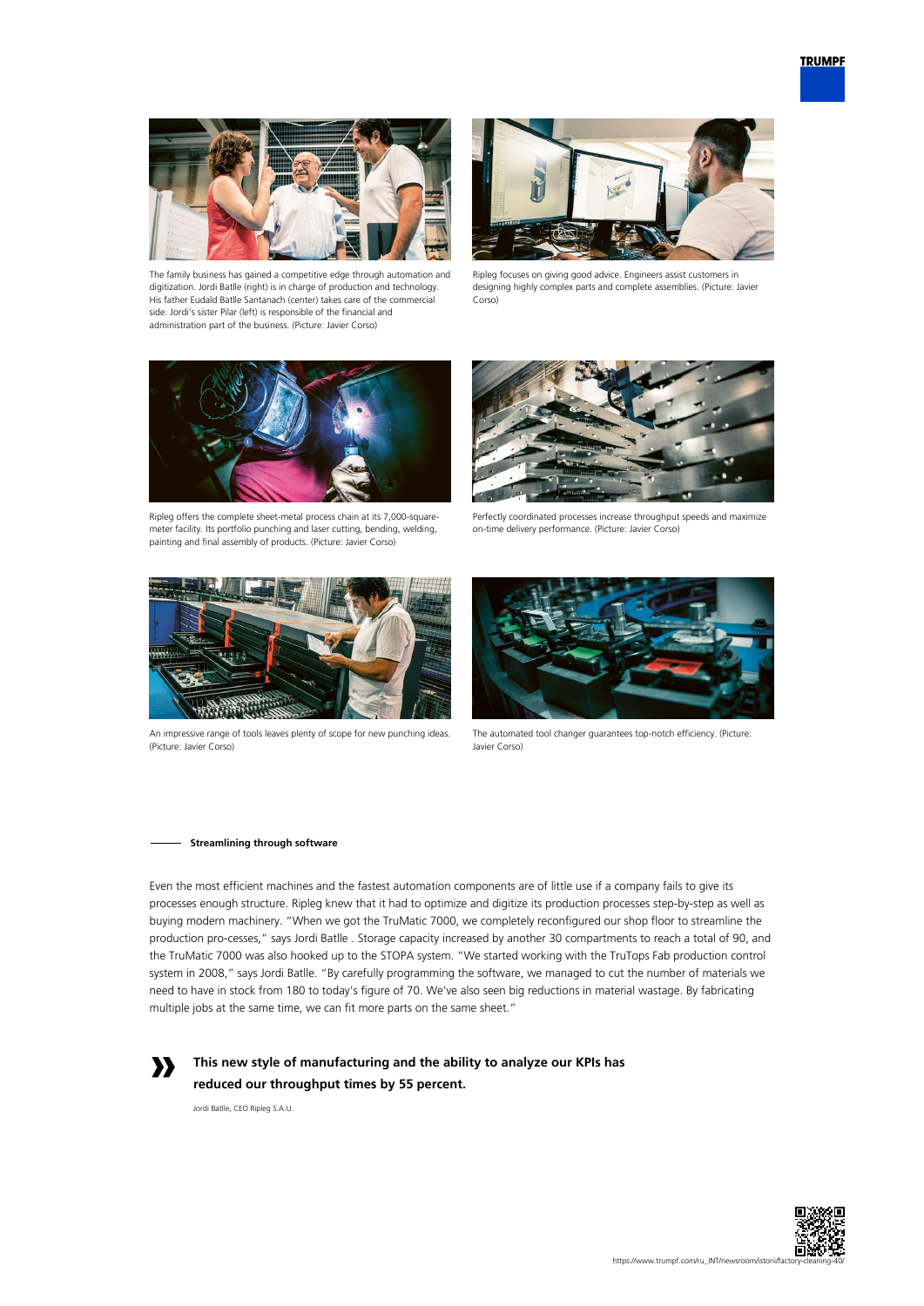The family business has gained a competitive edge through automation and digitization. Jordi Batlle (right) is in charge of production and technology. His father Eudald Batlle Santanach (center) takes care of the commercial side. Jordi's sister Pilar (left) is responsible of the financial and administration part of the business. (Picture: Javier Corso)

Ripleg focuses on giving good advice. Engineers assist customers in designing highly complex parts and complete assemblies. (Picture: Javier Corso)

Ripleg offers the complete sheet-metal process chain at its 7,000-square-meter facility. Its portfolio punching and laser cutting, bending, welding, painting and final assembly of products. (Picture: Javier Corso)

Perfectly coordinated processes increase throughput speeds and maximize on-time delivery performance. (Picture: Javier Corso)

An impressive range of tools leaves plenty of scope for new punching ideas. (Picture: Javier Corso)

The automated tool changer guarantees top-notch efficiency. (Picture: Javier Corso)

### Streamlining through software

Even the most efficient machines and the fastest automation components are of little use if a company fails to give its processes enough structure. Ripleg knew that it had to optimize and digitize its production processes step-by-step as well as buying modern machinery. "When we got the TruMatic 7000, we completely reconfigured our shop floor to streamline the production pro-cesses," says Jordi Batlle . Storage capacity increased by another 30 compartments to reach a total of 90, and the TruMatic 7000 was also hooked up to the STOPA system. "We started working with the TruTops Fab production control system in 2008," says Jordi Batlle. "By carefully programming the software, we managed to cut the number of materials we need to have in stock from 180 to today's figure of 70. We've also seen big reductions in material wastage. By fabricating multiple jobs at the same time, we can fit more parts on the same sheet."

> **This new style of manufacturing and the ability to analyze our KPIs has reduced our throughput times by 55 percent.**
>
> Jordi Batlle, CEO Ripleg S.A.U.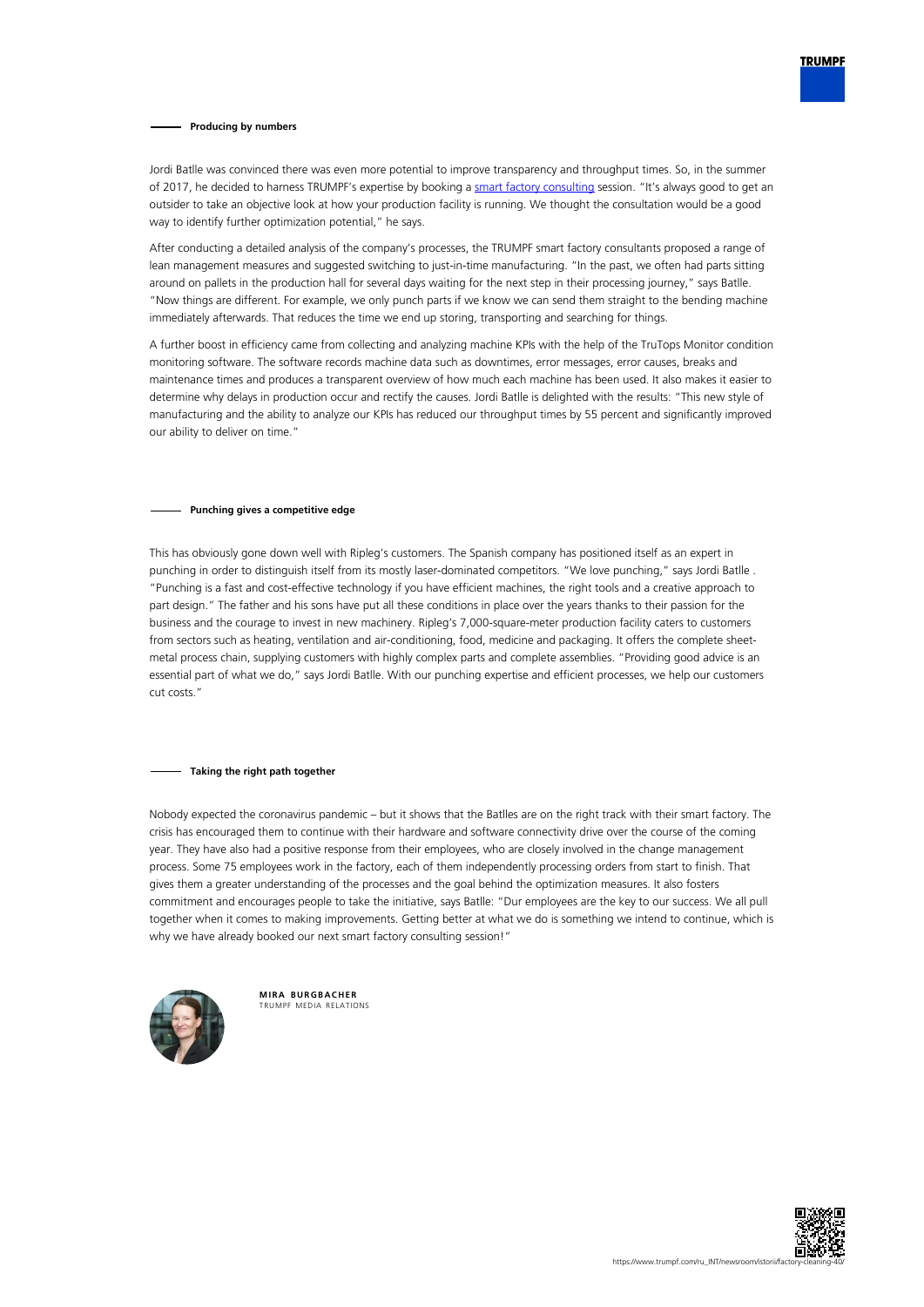## Producing by numbers

Jordi Batlle was convinced there was even more potential to improve transparency and throughput times. So, in the summer of 2017, he decided to harness TRUMPF's expertise by booking a smart factory consulting session. "It's always good to get an outsider to take an objective look at how your production facility is running. We thought the consultation would be a good way to identify further optimization potential," he says.

After conducting a detailed analysis of the company's processes, the TRUMPF smart factory consultants proposed a range of lean management measures and suggested switching to just-in-time manufacturing. "In the past, we often had parts sitting around on pallets in the production hall for several days waiting for the next step in their processing journey," says Batlle. "Now things are different. For example, we only punch parts if we know we can send them straight to the bending machine immediately afterwards. That reduces the time we end up storing, transporting and searching for things.

A further boost in efficiency came from collecting and analyzing machine KPIs with the help of the TruTops Monitor condition monitoring software. The software records machine data such as downtimes, error messages, error causes, breaks and maintenance times and produces a transparent overview of how much each machine has been used. It also makes it easier to determine why delays in production occur and rectify the causes. Jordi Batlle is delighted with the results: "This new style of manufacturing and the ability to analyze our KPIs has reduced our throughput times by 55 percent and significantly improved our ability to deliver on time."

## Punching gives a competitive edge

This has obviously gone down well with Ripleg's customers. The Spanish company has positioned itself as an expert in punching in order to distinguish itself from its mostly laser-dominated competitors. "We love punching," says Jordi Batlle . "Punching is a fast and cost-effective technology if you have efficient machines, the right tools and a creative approach to part design." The father and his sons have put all these conditions in place over the years thanks to their passion for the business and the courage to invest in new machinery. Ripleg's 7,000-square-meter production facility caters to customers from sectors such as heating, ventilation and air-conditioning, food, medicine and packaging. It offers the complete sheet-metal process chain, supplying customers with highly complex parts and complete assemblies. "Providing good advice is an essential part of what we do," says Jordi Batlle. With our punching expertise and efficient processes, we help our customers cut costs."

## Taking the right path together

Nobody expected the coronavirus pandemic – but it shows that the Batlles are on the right track with their smart factory. The crisis has encouraged them to continue with their hardware and software connectivity drive over the course of the coming year. They have also had a positive response from their employees, who are closely involved in the change management process. Some 75 employees work in the factory, each of them independently processing orders from start to finish. That gives them a greater understanding of the processes and the goal behind the optimization measures. It also fosters commitment and encourages people to take the initiative, says Batlle: "Our employees are the key to our success. We all pull together when it comes to making improvements. Getting better at what we do is something we intend to continue, which is why we have already booked our next smart factory consulting session!"

**MIRA BURGBACHER**
TRUMPF MEDIA RELATIONS